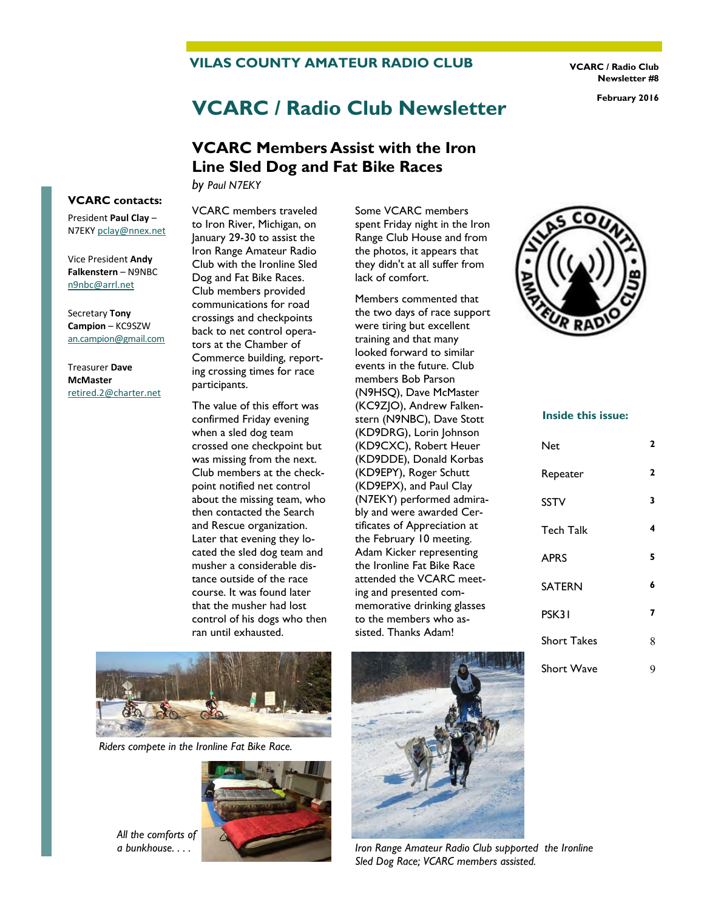# VILAS COUNTY AMATEUR RADIO CLUB

VCARC / Radio Club Newsletter #8

February 2016

# VCARC / Radio Club Newsletter

## VCARC Members Assist with the Iron Line Sled Dog and Fat Bike Races

*by Paul N7EKY*

VCARC members traveled to Iron River, Michigan, on January 29-30 to assist the Iron Range Amateur Radio Club with the Ironline Sled Dog and Fat Bike Races. Club members provided communications for road crossings and checkpoints back to net control operators at the Chamber of Commerce building, reporting crossing times for race participants.

The value of this effort was confirmed Friday evening when a sled dog team crossed one checkpoint but was missing from the next. Club members at the checkpoint notified net control about the missing team, who then contacted the Search and Rescue organization. Later that evening they located the sled dog team and musher a considerable distance outside of the race course. It was found later that the musher had lost control of his dogs who then ran until exhausted.

Some VCARC members spent Friday night in the Iron Range Club House and from the photos, it appears that they didn't at all suffer from lack of comfort.

Members commented that the two days of race support were tiring but excellent training and that many looked forward to similar events in the future. Club members Bob Parson (N9HSQ), Dave McMaster (KC9ZJO), Andrew Falkenstern (N9NBC), Dave Stott (KD9DRG), Lorin Johnson (KD9CXC), Robert Heuer (KD9DDE), Donald Korbas (KD9EPY), Roger Schutt (KD9EPX), and Paul Clay (N7EKY) performed admirably and were awarded Certificates of Appreciation at the February 10 meeting. Adam Kicker representing the Ironline Fat Bike Race attended the VCARC meeting and presented commemorative drinking glasses to the members who assisted. Thanks Adam!

*Riders compete in the Ironline Fat Bike Race.*

*All the comforts of a bunkhouse. . . .*

*Iron Range Amateur Radio Club supported the Ironline Sled Dog Race; VCARC members assisted.*

**VCARC contacts:**

President **Paul Clay** – N7EKY pclay@nnex.net

Vice President **Andy Falkenstern** – N9NBC n9nbc@arrl.net

Secretary **Tony Campion** – KC9SZW an.campion@gmail.com

Treasurer **Dave McMaster** retired.2@charter.net

**Inside this issue:**

| | |
|---|---|
| Net | 2 |
| Repeater | 2 |
| SSTV | 3 |
| Tech Talk | 4 |
| APRS | 5 |
| SATERN | 6 |
| PSK31 | 7 |
| Short Takes | 8 |
| Short Wave | 9 |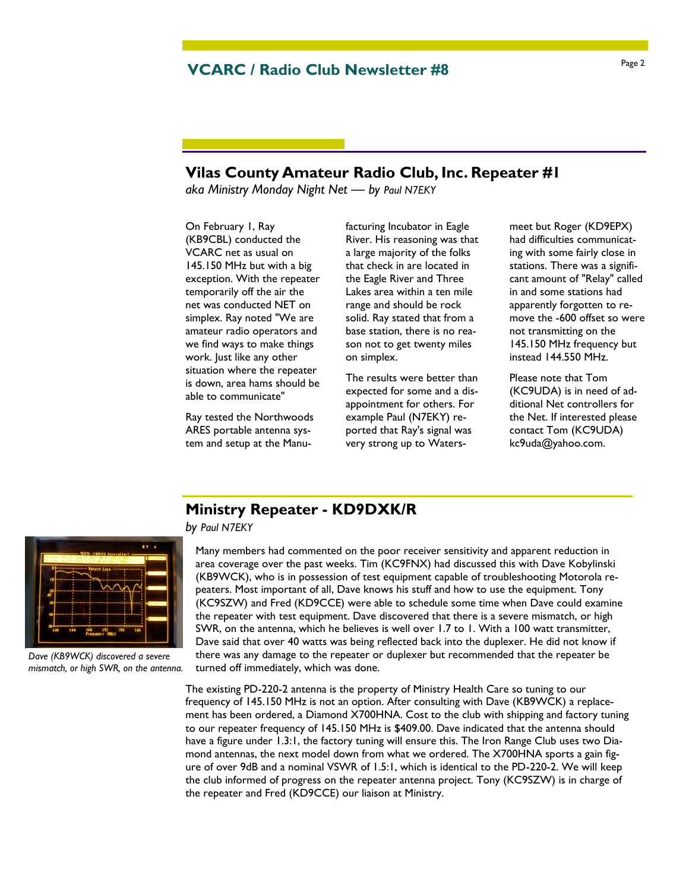## Vilas County Amateur Radio Club, Inc. Repeater #1

*aka Ministry Monday Night Net — by Paul N7EKY*

On February 1, Ray (KB9CBL) conducted the VCARC net as usual on 145.150 MHz but with a big exception. With the repeater temporarily off the air the net was conducted NET on simplex. Ray noted "We are amateur radio operators and we find ways to make things work. Just like any other situation where the repeater is down, area hams should be able to communicate"

Ray tested the Northwoods ARES portable antenna system and setup at the Manufacturing Incubator in Eagle River. His reasoning was that a large majority of the folks that check in are located in the Eagle River and Three Lakes area within a ten mile range and should be rock solid. Ray stated that from a base station, there is no reason not to get twenty miles on simplex.

The results were better than expected for some and a disappointment for others. For example Paul (N7EKY) reported that Ray's signal was very strong up to Watersmeet but Roger (KD9EPX) had difficulties communicating with some fairly close in stations. There was a significant amount of "Relay" called in and some stations had apparently forgotten to remove the -600 offset so were not transmitting on the 145.150 MHz frequency but instead 144.550 MHz.

Please note that Tom (KC9UDA) is in need of additional Net controllers for the Net. If interested please contact Tom (KC9UDA) kc9uda@yahoo.com.

## Ministry Repeater - KD9DXK/R

*by Paul N7EKY*

Many members had commented on the poor receiver sensitivity and apparent reduction in area coverage over the past weeks. Tim (KC9FNX) had discussed this with Dave Kobylinski (KB9WCK), who is in possession of test equipment capable of troubleshooting Motorola repeaters. Most important of all, Dave knows his stuff and how to use the equipment. Tony (KC9SZW) and Fred (KD9CCE) were able to schedule some time when Dave could examine the repeater with test equipment. Dave discovered that there is a severe mismatch, or high SWR, on the antenna, which he believes is well over 1.7 to 1. With a 100 watt transmitter, Dave said that over 40 watts was being reflected back into the duplexer. He did not know if there was any damage to the repeater or duplexer but recommended that the repeater be turned off immediately, which was done.

*Dave (KB9WCK) discovered a severe mismatch, or high SWR, on the antenna.*

The existing PD-220-2 antenna is the property of Ministry Health Care so tuning to our frequency of 145.150 MHz is not an option. After consulting with Dave (KB9WCK) a replacement has been ordered, a Diamond X700HNA. Cost to the club with shipping and factory tuning to our repeater frequency of 145.150 MHz is $409.00. Dave indicated that the antenna should have a figure under 1.3:1, the factory tuning will ensure this. The Iron Range Club uses two Diamond antennas, the next model down from what we ordered. The X700HNA sports a gain figure of over 9dB and a nominal VSWR of 1.5:1, which is identical to the PD-220-2. We will keep the club informed of progress on the repeater antenna project. Tony (KC9SZW) is in charge of the repeater and Fred (KD9CCE) our liaison at Ministry.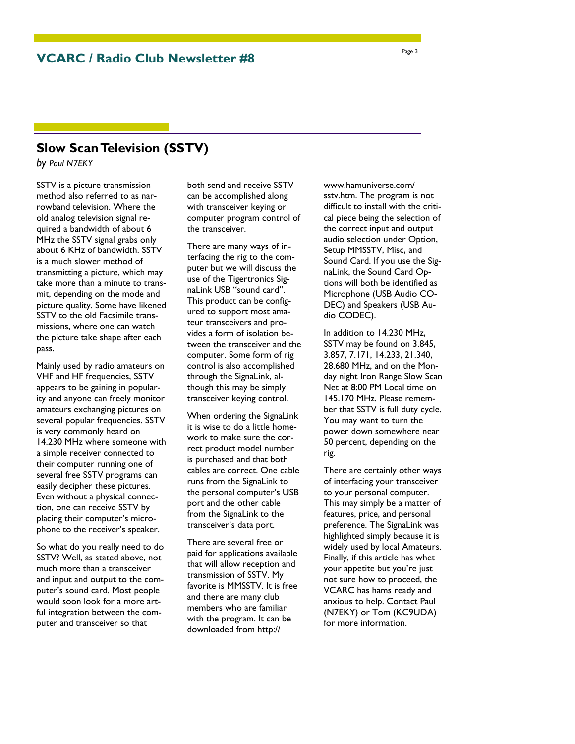## Slow Scan Television (SSTV)

*by Paul N7EKY*

SSTV is a picture transmission method also referred to as narrowband television. Where the old analog television signal required a bandwidth of about 6 MHz the SSTV signal grabs only about 6 KHz of bandwidth. SSTV is a much slower method of transmitting a picture, which may take more than a minute to transmit, depending on the mode and picture quality. Some have likened SSTV to the old Facsimile transmissions, where one can watch the picture take shape after each pass.

Mainly used by radio amateurs on VHF and HF frequencies, SSTV appears to be gaining in popularity and anyone can freely monitor amateurs exchanging pictures on several popular frequencies. SSTV is very commonly heard on 14.230 MHz where someone with a simple receiver connected to their computer running one of several free SSTV programs can easily decipher these pictures. Even without a physical connection, one can receive SSTV by placing their computer's microphone to the receiver's speaker.

So what do you really need to do SSTV? Well, as stated above, not much more than a transceiver and input and output to the computer's sound card. Most people would soon look for a more artful integration between the computer and transceiver so that both send and receive SSTV can be accomplished along with transceiver keying or computer program control of the transceiver.

There are many ways of interfacing the rig to the computer but we will discuss the use of the Tigertronics SignaLink USB "sound card". This product can be configured to support most amateur transceivers and provides a form of isolation between the transceiver and the computer. Some form of rig control is also accomplished through the SignaLink, although this may be simply transceiver keying control.

When ordering the SignaLink it is wise to do a little homework to make sure the correct product model number is purchased and that both cables are correct. One cable runs from the SignaLink to the personal computer's USB port and the other cable from the SignaLink to the transceiver's data port.

There are several free or paid for applications available that will allow reception and transmission of SSTV. My favorite is MMSSTV. It is free and there are many club members who are familiar with the program. It can be downloaded from http://www.hamuniverse.com/sstv.htm. The program is not difficult to install with the critical piece being the selection of the correct input and output audio selection under Option, Setup MMSSTV, Misc, and Sound Card. If you use the SignaLink, the Sound Card Options will both be identified as Microphone (USB Audio CODEC) and Speakers (USB Audio CODEC).

In addition to 14.230 MHz, SSTV may be found on 3.845, 3.857, 7.171, 14.233, 21.340, 28.680 MHz, and on the Monday night Iron Range Slow Scan Net at 8:00 PM Local time on 145.170 MHz. Please remember that SSTV is full duty cycle. You may want to turn the power down somewhere near 50 percent, depending on the rig.

There are certainly other ways of interfacing your transceiver to your personal computer. This may simply be a matter of features, price, and personal preference. The SignaLink was highlighted simply because it is widely used by local Amateurs. Finally, if this article has whet your appetite but you're just not sure how to proceed, the VCARC has hams ready and anxious to help. Contact Paul (N7EKY) or Tom (KC9UDA) for more information.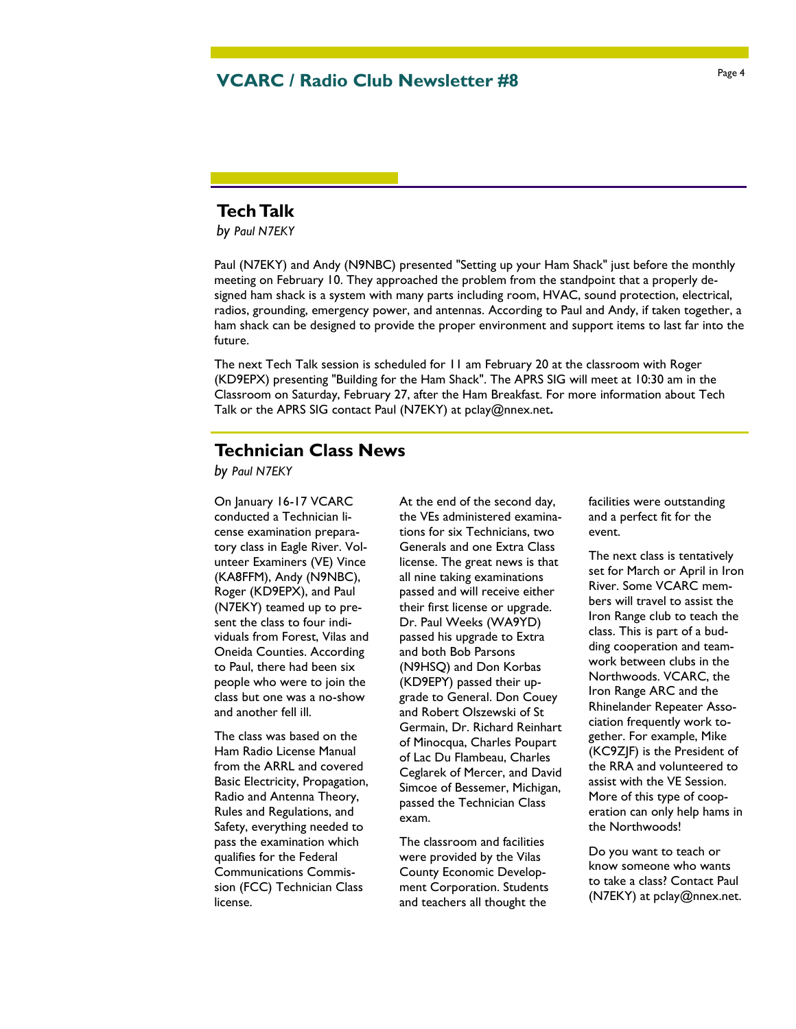## Tech Talk

*by Paul N7EKY*

Paul (N7EKY) and Andy (N9NBC) presented "Setting up your Ham Shack" just before the monthly meeting on February 10. They approached the problem from the standpoint that a properly designed ham shack is a system with many parts including room, HVAC, sound protection, electrical, radios, grounding, emergency power, and antennas. According to Paul and Andy, if taken together, a ham shack can be designed to provide the proper environment and support items to last far into the future.

The next Tech Talk session is scheduled for 11 am February 20 at the classroom with Roger (KD9EPX) presenting "Building for the Ham Shack". The APRS SIG will meet at 10:30 am in the Classroom on Saturday, February 27, after the Ham Breakfast. For more information about Tech Talk or the APRS SIG contact Paul (N7EKY) at pclay@nnex.net.

## Technician Class News

*by Paul N7EKY*

On January 16-17 VCARC conducted a Technician license examination preparatory class in Eagle River. Volunteer Examiners (VE) Vince (KA8FFM), Andy (N9NBC), Roger (KD9EPX), and Paul (N7EKY) teamed up to present the class to four individuals from Forest, Vilas and Oneida Counties. According to Paul, there had been six people who were to join the class but one was a no-show and another fell ill.

The class was based on the Ham Radio License Manual from the ARRL and covered Basic Electricity, Propagation, Radio and Antenna Theory, Rules and Regulations, and Safety, everything needed to pass the examination which qualifies for the Federal Communications Commission (FCC) Technician Class license.

At the end of the second day, the VEs administered examinations for six Technicians, two Generals and one Extra Class license. The great news is that all nine taking examinations passed and will receive either their first license or upgrade. Dr. Paul Weeks (WA9YD) passed his upgrade to Extra and both Bob Parsons (N9HSQ) and Don Korbas (KD9EPY) passed their upgrade to General. Don Couey and Robert Olszewski of St Germain, Dr. Richard Reinhart of Minocqua, Charles Poupart of Lac Du Flambeau, Charles Ceglarek of Mercer, and David Simcoe of Bessemer, Michigan, passed the Technician Class exam.

The classroom and facilities were provided by the Vilas County Economic Development Corporation. Students and teachers all thought the facilities were outstanding and a perfect fit for the event.

The next class is tentatively set for March or April in Iron River. Some VCARC members will travel to assist the Iron Range club to teach the class. This is part of a budding cooperation and teamwork between clubs in the Northwoods. VCARC, the Iron Range ARC and the Rhinelander Repeater Association frequently work together. For example, Mike (KC9ZJF) is the President of the RRA and volunteered to assist with the VE Session. More of this type of cooperation can only help hams in the Northwoods!

Do you want to teach or know someone who wants to take a class? Contact Paul (N7EKY) at pclay@nnex.net.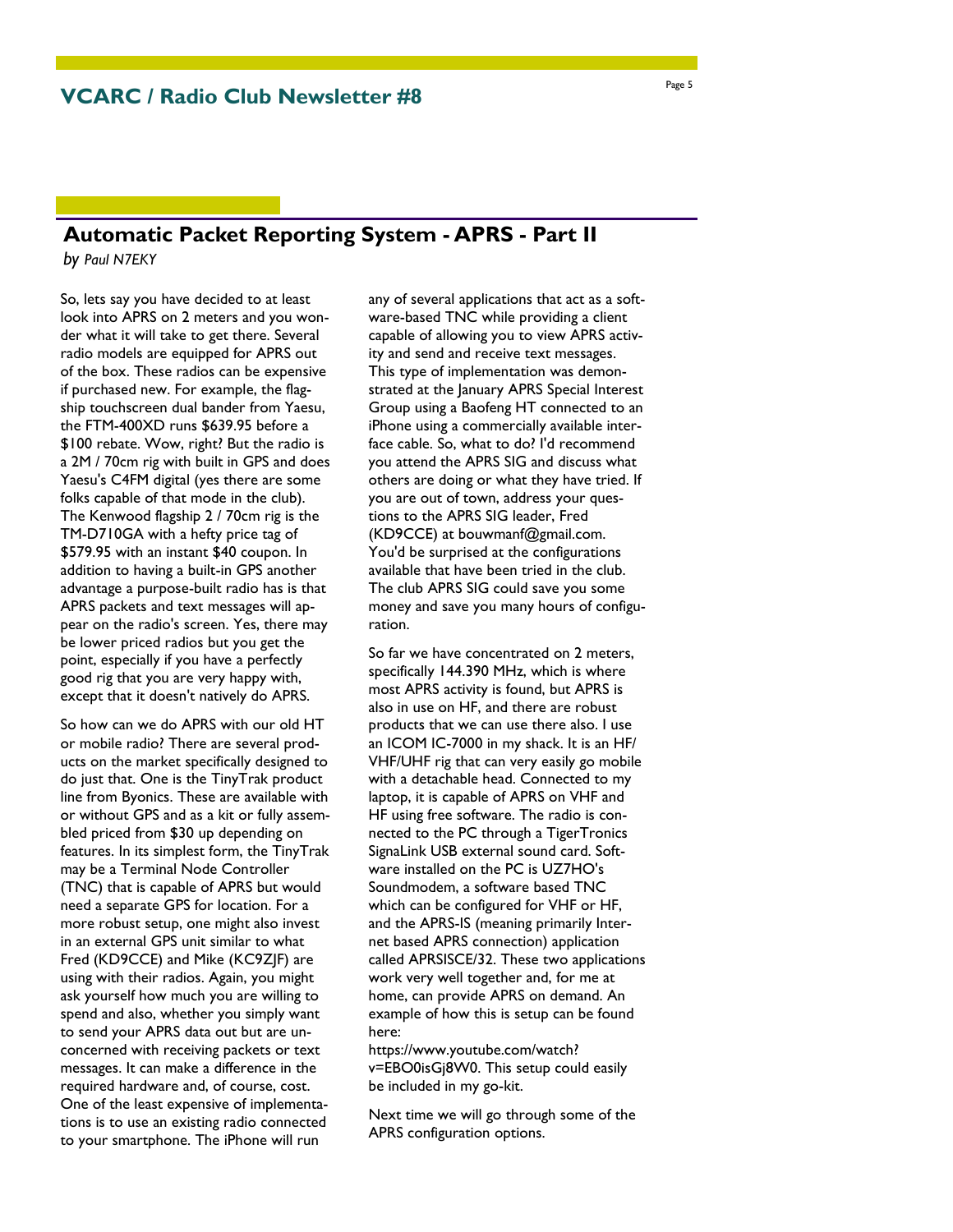## Automatic Packet Reporting System - APRS - Part II

*by Paul N7EKY*

So, lets say you have decided to at least look into APRS on 2 meters and you wonder what it will take to get there. Several radio models are equipped for APRS out of the box. These radios can be expensive if purchased new. For example, the flagship touchscreen dual bander from Yaesu, the FTM-400XD runs $639.95 before a $100 rebate. Wow, right? But the radio is a 2M / 70cm rig with built in GPS and does Yaesu's C4FM digital (yes there are some folks capable of that mode in the club). The Kenwood flagship 2 / 70cm rig is the TM-D710GA with a hefty price tag of $579.95 with an instant $40 coupon. In addition to having a built-in GPS another advantage a purpose-built radio has is that APRS packets and text messages will appear on the radio's screen. Yes, there may be lower priced radios but you get the point, especially if you have a perfectly good rig that you are very happy with, except that it doesn't natively do APRS.

So how can we do APRS with our old HT or mobile radio? There are several products on the market specifically designed to do just that. One is the TinyTrak product line from Byonics. These are available with or without GPS and as a kit or fully assembled priced from $30 up depending on features. In its simplest form, the TinyTrak may be a Terminal Node Controller (TNC) that is capable of APRS but would need a separate GPS for location. For a more robust setup, one might also invest in an external GPS unit similar to what Fred (KD9CCE) and Mike (KC9ZJF) are using with their radios. Again, you might ask yourself how much you are willing to spend and also, whether you simply want to send your APRS data out but are unconcerned with receiving packets or text messages. It can make a difference in the required hardware and, of course, cost. One of the least expensive of implementations is to use an existing radio connected to your smartphone. The iPhone will run any of several applications that act as a software-based TNC while providing a client capable of allowing you to view APRS activity and send and receive text messages. This type of implementation was demonstrated at the January APRS Special Interest Group using a Baofeng HT connected to an iPhone using a commercially available interface cable. So, what to do? I'd recommend you attend the APRS SIG and discuss what others are doing or what they have tried. If you are out of town, address your questions to the APRS SIG leader, Fred (KD9CCE) at bouwmanf@gmail.com. You'd be surprised at the configurations available that have been tried in the club. The club APRS SIG could save you some money and save you many hours of configuration.

So far we have concentrated on 2 meters, specifically 144.390 MHz, which is where most APRS activity is found, but APRS is also in use on HF, and there are robust products that we can use there also. I use an ICOM IC-7000 in my shack. It is an HF/VHF/UHF rig that can very easily go mobile with a detachable head. Connected to my laptop, it is capable of APRS on VHF and HF using free software. The radio is connected to the PC through a TigerTronics SignaLink USB external sound card. Software installed on the PC is UZ7HO's Soundmodem, a software based TNC which can be configured for VHF or HF, and the APRS-IS (meaning primarily Internet based APRS connection) application called APRSISCE/32. These two applications work very well together and, for me at home, can provide APRS on demand. An example of how this is setup can be found here: https://www.youtube.com/watch?v=EBO0isGj8W0. This setup could easily be included in my go-kit.

Next time we will go through some of the APRS configuration options.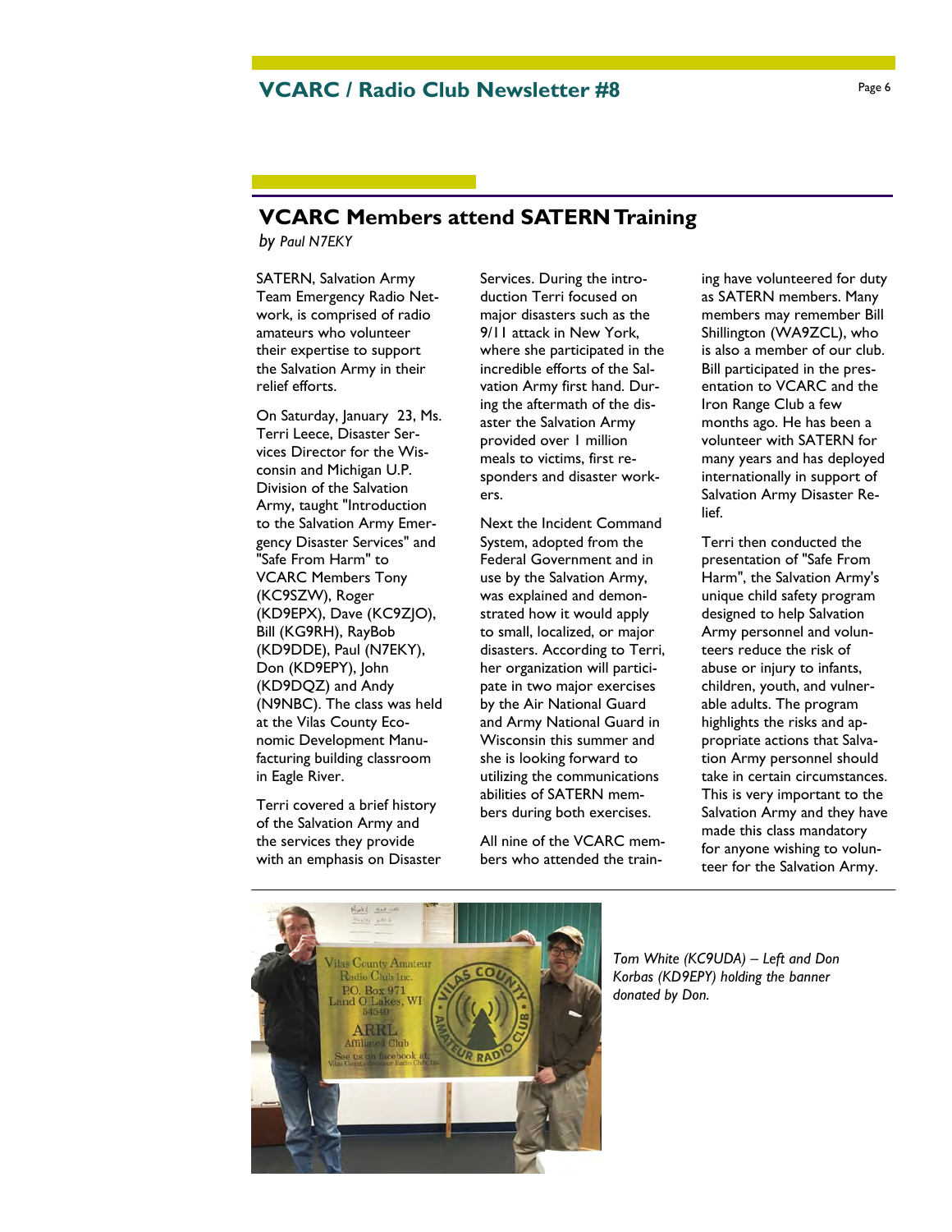## VCARC Members attend SATERN Training

*by Paul N7EKY*

SATERN, Salvation Army Team Emergency Radio Network, is comprised of radio amateurs who volunteer their expertise to support the Salvation Army in their relief efforts.

On Saturday, January 23, Ms. Terri Leece, Disaster Services Director for the Wisconsin and Michigan U.P. Division of the Salvation Army, taught "Introduction to the Salvation Army Emergency Disaster Services" and "Safe From Harm" to VCARC Members Tony (KC9SZW), Roger (KD9EPX), Dave (KC9ZJO), Bill (KG9RH), RayBob (KD9DDE), Paul (N7EKY), Don (KD9EPY), John (KD9DQZ) and Andy (N9NBC). The class was held at the Vilas County Economic Development Manufacturing building classroom in Eagle River.

Terri covered a brief history of the Salvation Army and the services they provide with an emphasis on Disaster Services. During the introduction Terri focused on major disasters such as the 9/11 attack in New York, where she participated in the incredible efforts of the Salvation Army first hand. During the aftermath of the disaster the Salvation Army provided over 1 million meals to victims, first responders and disaster workers.

Next the Incident Command System, adopted from the Federal Government and in use by the Salvation Army, was explained and demonstrated how it would apply to small, localized, or major disasters. According to Terri, her organization will participate in two major exercises by the Air National Guard and Army National Guard in Wisconsin this summer and she is looking forward to utilizing the communications abilities of SATERN members during both exercises.

All nine of the VCARC members who attended the training have volunteered for duty as SATERN members. Many members may remember Bill Shillington (WA9ZCL), who is also a member of our club. Bill participated in the presentation to VCARC and the Iron Range Club a few months ago. He has been a volunteer with SATERN for many years and has deployed internationally in support of Salvation Army Disaster Relief.

Terri then conducted the presentation of "Safe From Harm", the Salvation Army's unique child safety program designed to help Salvation Army personnel and volunteers reduce the risk of abuse or injury to infants, children, youth, and vulnerable adults. The program highlights the risks and appropriate actions that Salvation Army personnel should take in certain circumstances. This is very important to the Salvation Army and they have made this class mandatory for anyone wishing to volunteer for the Salvation Army.

*Tom White (KC9UDA) – Left and Don Korbas (KD9EPY) holding the banner donated by Don.*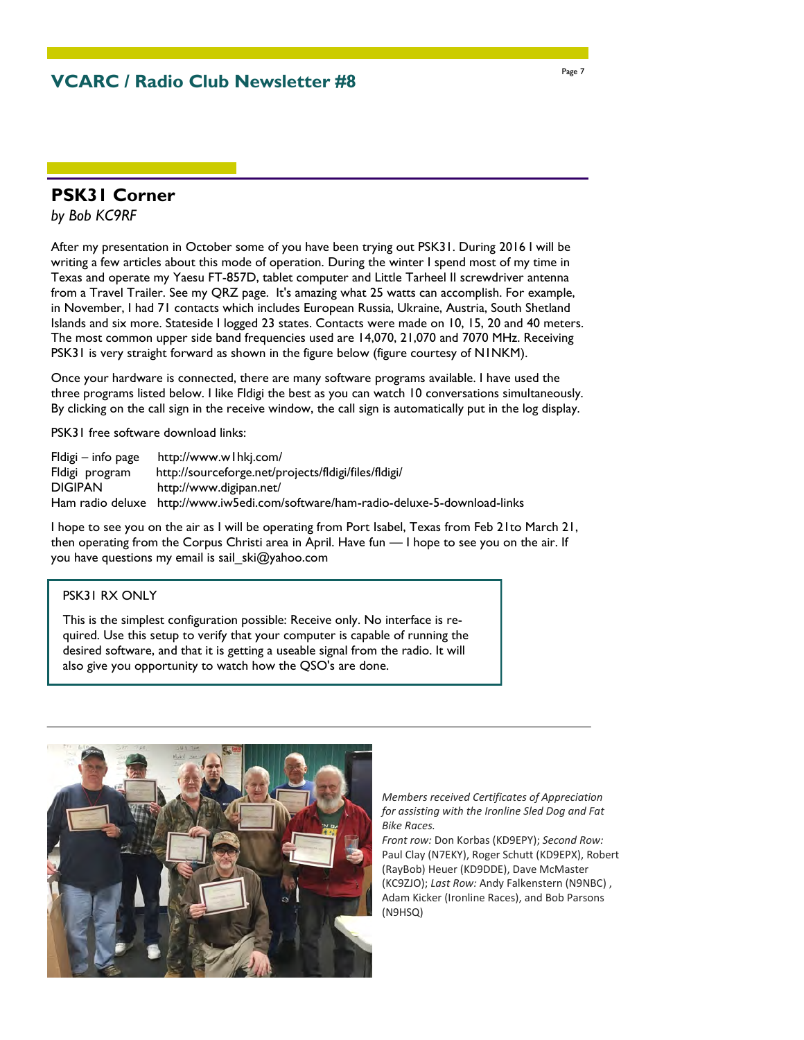## PSK31 Corner

*by Bob KC9RF*

After my presentation in October some of you have been trying out PSK31. During 2016 I will be writing a few articles about this mode of operation. During the winter I spend most of my time in Texas and operate my Yaesu FT-857D, tablet computer and Little Tarheel II screwdriver antenna from a Travel Trailer. See my QRZ page. It's amazing what 25 watts can accomplish. For example, in November, I had 71 contacts which includes European Russia, Ukraine, Austria, South Shetland Islands and six more. Stateside I logged 23 states. Contacts were made on 10, 15, 20 and 40 meters. The most common upper side band frequencies used are 14,070, 21,070 and 7070 MHz. Receiving PSK31 is very straight forward as shown in the figure below (figure courtesy of N1NKM).

Once your hardware is connected, there are many software programs available. I have used the three programs listed below. I like Fldigi the best as you can watch 10 conversations simultaneously. By clicking on the call sign in the receive window, the call sign is automatically put in the log display.

PSK31 free software download links:

Fldigi – info page http://www.w1hkj.com/
Fldigi program http://sourceforge.net/projects/fldigi/files/fldigi/
DIGIPAN http://www.digipan.net/
Ham radio deluxe http://www.iw5edi.com/software/ham-radio-deluxe-5-download-links

I hope to see you on the air as I will be operating from Port Isabel, Texas from Feb 21to March 21, then operating from the Corpus Christi area in April. Have fun — I hope to see you on the air. If you have questions my email is sail_ski@yahoo.com

> PSK31 RX ONLY
>
> This is the simplest configuration possible: Receive only. No interface is required. Use this setup to verify that your computer is capable of running the desired software, and that it is getting a useable signal from the radio. It will also give you opportunity to watch how the QSO's are done.

*Members received Certificates of Appreciation for assisting with the Ironline Sled Dog and Fat Bike Races.*

*Front row:* Don Korbas (KD9EPY); *Second Row:* Paul Clay (N7EKY), Roger Schutt (KD9EPX), Robert (RayBob) Heuer (KD9DDE), Dave McMaster (KC9ZJO); *Last Row:* Andy Falkenstern (N9NBC) , Adam Kicker (Ironline Races), and Bob Parsons (N9HSQ)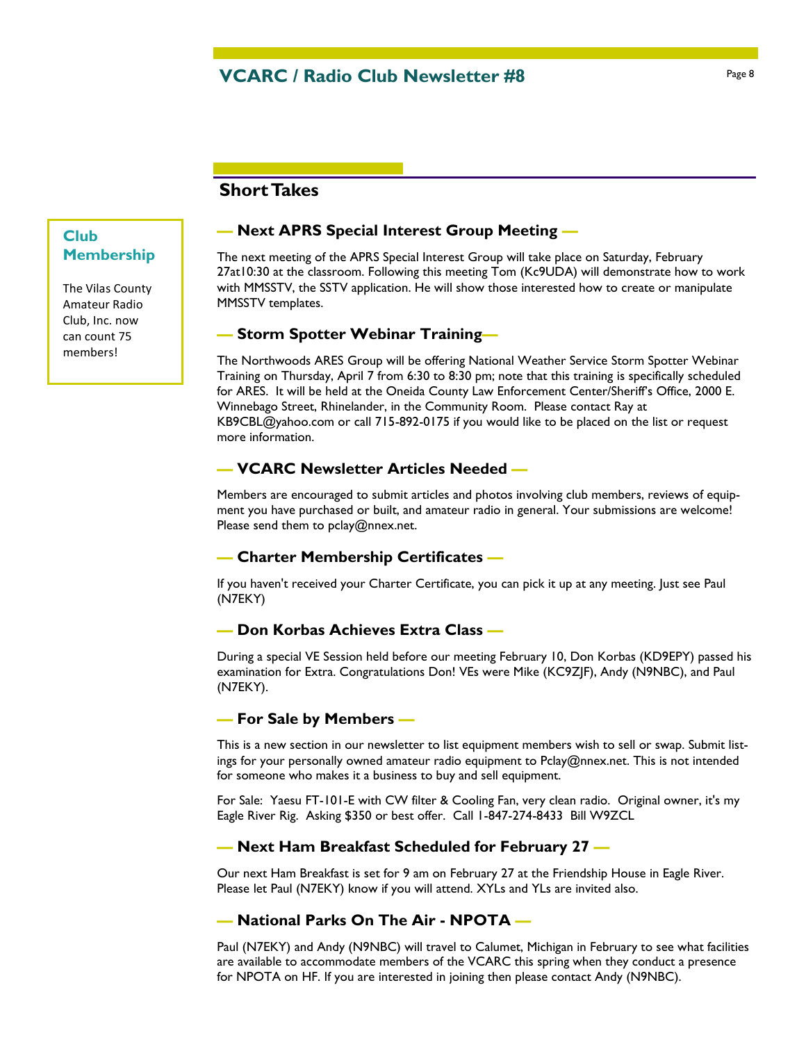## Short Takes

### Club Membership

The Vilas County Amateur Radio Club, Inc. now can count 75 members!

### — Next APRS Special Interest Group Meeting —

The next meeting of the APRS Special Interest Group will take place on Saturday, February 27at10:30 at the classroom. Following this meeting Tom (Kc9UDA) will demonstrate how to work with MMSSTV, the SSTV application. He will show those interested how to create or manipulate MMSSTV templates.

### — Storm Spotter Webinar Training—

The Northwoods ARES Group will be offering National Weather Service Storm Spotter Webinar Training on Thursday, April 7 from 6:30 to 8:30 pm; note that this training is specifically scheduled for ARES. It will be held at the Oneida County Law Enforcement Center/Sheriff's Office, 2000 E. Winnebago Street, Rhinelander, in the Community Room. Please contact Ray at KB9CBL@yahoo.com or call 715-892-0175 if you would like to be placed on the list or request more information.

### — VCARC Newsletter Articles Needed —

Members are encouraged to submit articles and photos involving club members, reviews of equipment you have purchased or built, and amateur radio in general. Your submissions are welcome! Please send them to pclay@nnex.net.

### — Charter Membership Certificates —

If you haven't received your Charter Certificate, you can pick it up at any meeting. Just see Paul (N7EKY)

### — Don Korbas Achieves Extra Class —

During a special VE Session held before our meeting February 10, Don Korbas (KD9EPY) passed his examination for Extra. Congratulations Don! VEs were Mike (KC9ZJF), Andy (N9NBC), and Paul (N7EKY).

### — For Sale by Members —

This is a new section in our newsletter to list equipment members wish to sell or swap. Submit listings for your personally owned amateur radio equipment to Pclay@nnex.net. This is not intended for someone who makes it a business to buy and sell equipment.

For Sale: Yaesu FT-101-E with CW filter & Cooling Fan, very clean radio. Original owner, it's my Eagle River Rig. Asking $350 or best offer. Call 1-847-274-8433 Bill W9ZCL

### — Next Ham Breakfast Scheduled for February 27 —

Our next Ham Breakfast is set for 9 am on February 27 at the Friendship House in Eagle River. Please let Paul (N7EKY) know if you will attend. XYLs and YLs are invited also.

### — National Parks On The Air - NPOTA —

Paul (N7EKY) and Andy (N9NBC) will travel to Calumet, Michigan in February to see what facilities are available to accommodate members of the VCARC this spring when they conduct a presence for NPOTA on HF. If you are interested in joining then please contact Andy (N9NBC).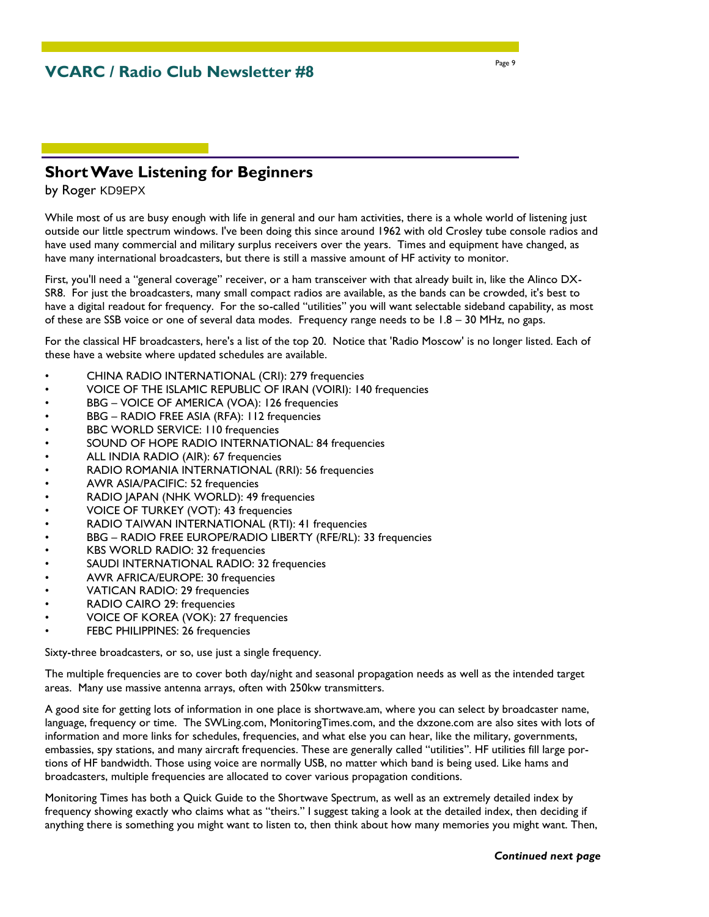## Short Wave Listening for Beginners

by Roger KD9EPX

While most of us are busy enough with life in general and our ham activities, there is a whole world of listening just outside our little spectrum windows. I've been doing this since around 1962 with old Crosley tube console radios and have used many commercial and military surplus receivers over the years. Times and equipment have changed, as have many international broadcasters, but there is still a massive amount of HF activity to monitor.

First, you'll need a "general coverage" receiver, or a ham transceiver with that already built in, like the Alinco DX-SR8. For just the broadcasters, many small compact radios are available, as the bands can be crowded, it's best to have a digital readout for frequency. For the so-called "utilities" you will want selectable sideband capability, as most of these are SSB voice or one of several data modes. Frequency range needs to be 1.8 – 30 MHz, no gaps.

For the classical HF broadcasters, here's a list of the top 20. Notice that 'Radio Moscow' is no longer listed. Each of these have a website where updated schedules are available.

- CHINA RADIO INTERNATIONAL (CRI): 279 frequencies
- VOICE OF THE ISLAMIC REPUBLIC OF IRAN (VOIRI): 140 frequencies
- BBG – VOICE OF AMERICA (VOA): 126 frequencies
- BBG – RADIO FREE ASIA (RFA): 112 frequencies
- BBC WORLD SERVICE: 110 frequencies
- SOUND OF HOPE RADIO INTERNATIONAL: 84 frequencies
- ALL INDIA RADIO (AIR): 67 frequencies
- RADIO ROMANIA INTERNATIONAL (RRI): 56 frequencies
- AWR ASIA/PACIFIC: 52 frequencies
- RADIO JAPAN (NHK WORLD): 49 frequencies
- VOICE OF TURKEY (VOT): 43 frequencies
- RADIO TAIWAN INTERNATIONAL (RTI): 41 frequencies
- BBG – RADIO FREE EUROPE/RADIO LIBERTY (RFE/RL): 33 frequencies
- KBS WORLD RADIO: 32 frequencies
- SAUDI INTERNATIONAL RADIO: 32 frequencies
- AWR AFRICA/EUROPE: 30 frequencies
- VATICAN RADIO: 29 frequencies
- RADIO CAIRO 29: frequencies
- VOICE OF KOREA (VOK): 27 frequencies
- FEBC PHILIPPINES: 26 frequencies

Sixty-three broadcasters, or so, use just a single frequency.

The multiple frequencies are to cover both day/night and seasonal propagation needs as well as the intended target areas. Many use massive antenna arrays, often with 250kw transmitters.

A good site for getting lots of information in one place is shortwave.am, where you can select by broadcaster name, language, frequency or time. The SWLing.com, MonitoringTimes.com, and the dxzone.com are also sites with lots of information and more links for schedules, frequencies, and what else you can hear, like the military, governments, embassies, spy stations, and many aircraft frequencies. These are generally called "utilities". HF utilities fill large portions of HF bandwidth. Those using voice are normally USB, no matter which band is being used. Like hams and broadcasters, multiple frequencies are allocated to cover various propagation conditions.

Monitoring Times has both a Quick Guide to the Shortwave Spectrum, as well as an extremely detailed index by frequency showing exactly who claims what as "theirs." I suggest taking a look at the detailed index, then deciding if anything there is something you might want to listen to, then think about how many memories you might want. Then,

***Continued next page***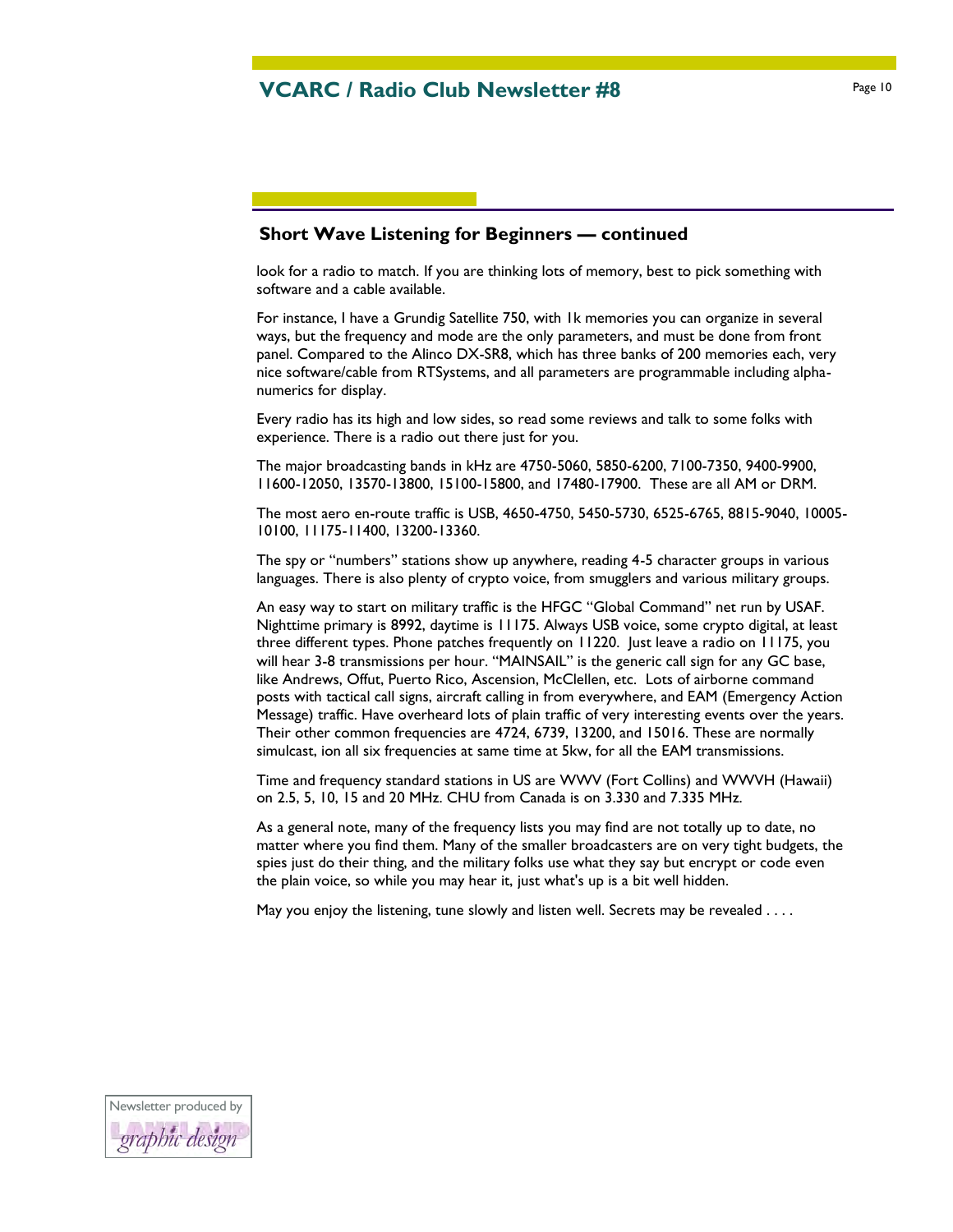## Short Wave Listening for Beginners — continued

look for a radio to match. If you are thinking lots of memory, best to pick something with software and a cable available.

For instance, I have a Grundig Satellite 750, with 1k memories you can organize in several ways, but the frequency and mode are the only parameters, and must be done from front panel. Compared to the Alinco DX-SR8, which has three banks of 200 memories each, very nice software/cable from RTSystems, and all parameters are programmable including alpha-numerics for display.

Every radio has its high and low sides, so read some reviews and talk to some folks with experience. There is a radio out there just for you.

The major broadcasting bands in kHz are 4750-5060, 5850-6200, 7100-7350, 9400-9900, 11600-12050, 13570-13800, 15100-15800, and 17480-17900. These are all AM or DRM.

The most aero en-route traffic is USB, 4650-4750, 5450-5730, 6525-6765, 8815-9040, 10005-10100, 11175-11400, 13200-13360.

The spy or "numbers" stations show up anywhere, reading 4-5 character groups in various languages. There is also plenty of crypto voice, from smugglers and various military groups.

An easy way to start on military traffic is the HFGC "Global Command" net run by USAF. Nighttime primary is 8992, daytime is 11175. Always USB voice, some crypto digital, at least three different types. Phone patches frequently on 11220. Just leave a radio on 11175, you will hear 3-8 transmissions per hour. "MAINSAIL" is the generic call sign for any GC base, like Andrews, Offut, Puerto Rico, Ascension, McClellen, etc. Lots of airborne command posts with tactical call signs, aircraft calling in from everywhere, and EAM (Emergency Action Message) traffic. Have overheard lots of plain traffic of very interesting events over the years. Their other common frequencies are 4724, 6739, 13200, and 15016. These are normally simulcast, ion all six frequencies at same time at 5kw, for all the EAM transmissions.

Time and frequency standard stations in US are WWV (Fort Collins) and WWVH (Hawaii) on 2.5, 5, 10, 15 and 20 MHz. CHU from Canada is on 3.330 and 7.335 MHz.

As a general note, many of the frequency lists you may find are not totally up to date, no matter where you find them. Many of the smaller broadcasters are on very tight budgets, the spies just do their thing, and the military folks use what they say but encrypt or code even the plain voice, so while you may hear it, just what's up is a bit well hidden.

May you enjoy the listening, tune slowly and listen well. Secrets may be revealed . . . .

Newsletter produced by
graphic design